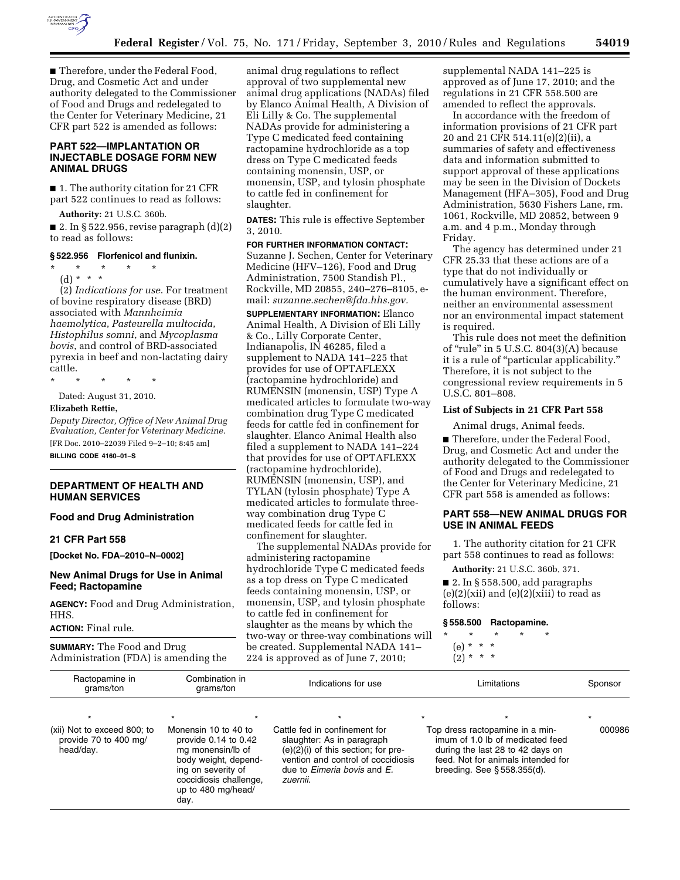■ Therefore, under the Federal Food, Drug, and Cosmetic Act and under authority delegated to the Commissioner of Food and Drugs and redelegated to the Center for Veterinary Medicine, 21 CFR part 522 is amended as follows:

## PART 522—IMPLANTATION OR INJECTABLE DOSAGE FORM NEW ANIMAL DRUGS

■ 1. The authority citation for 21 CFR part 522 continues to read as follows:

**Authority:** 21 U.S.C. 360b.

■ 2. In § 522.956, revise paragraph (d)(2) to read as follows:

### § 522.956 Florfenicol and flunixin.

\* \* \* \* \*

(d) \* \* \*

(2) *Indications for use.* For treatment of bovine respiratory disease (BRD) associated with *Mannheimia haemolytica*, *Pasteurella multocida*, *Histophilus somni*, and *Mycoplasma bovis*, and control of BRD-associated pyrexia in beef and non-lactating dairy cattle.

\* \* \* \* \*

Dated: August 31, 2010.

**Elizabeth Rettie,**

*Deputy Director, Office of New Animal Drug Evaluation, Center for Veterinary Medicine.*

[FR Doc. 2010–22039 Filed 9–2–10; 8:45 am]

**BILLING CODE 4160–01–S**

---

## DEPARTMENT OF HEALTH AND HUMAN SERVICES

### Food and Drug Administration

### 21 CFR Part 558

**[Docket No. FDA–2010–N–0002]**

### New Animal Drugs for Use in Animal Feed; Ractopamine

**AGENCY:** Food and Drug Administration, HHS.

**ACTION:** Final rule.

**SUMMARY:** The Food and Drug Administration (FDA) is amending the animal drug regulations to reflect approval of two supplemental new animal drug applications (NADAs) filed by Elanco Animal Health, A Division of Eli Lilly & Co. The supplemental NADAs provide for administering a Type C medicated feed containing ractopamine hydrochloride as a top dress on Type C medicated feeds containing monensin, USP, or monensin, USP, and tylosin phosphate to cattle fed in confinement for slaughter.

**DATES:** This rule is effective September 3, 2010.

**FOR FURTHER INFORMATION CONTACT:** Suzanne J. Sechen, Center for Veterinary Medicine (HFV–126), Food and Drug Administration, 7500 Standish Pl., Rockville, MD 20855, 240–276–8105, e-mail: *suzanne.sechen@fda.hhs.gov.*

**SUPPLEMENTARY INFORMATION:** Elanco Animal Health, A Division of Eli Lilly & Co., Lilly Corporate Center, Indianapolis, IN 46285, filed a supplement to NADA 141–225 that provides for use of OPTAFLEXX (ractopamine hydrochloride) and RUMENSIN (monensin, USP) Type A medicated articles to formulate two-way combination drug Type C medicated feeds for cattle fed in confinement for slaughter. Elanco Animal Health also filed a supplement to NADA 141–224 that provides for use of OPTAFLEXX (ractopamine hydrochloride), RUMENSIN (monensin, USP), and TYLAN (tylosin phosphate) Type A medicated articles to formulate three-way combination drug Type C medicated feeds for cattle fed in confinement for slaughter.

The supplemental NADAs provide for administering ractopamine hydrochloride Type C medicated feeds as a top dress on Type C medicated feeds containing monensin, USP, or monensin, USP, and tylosin phosphate to cattle fed in confinement for slaughter as the means by which the two-way or three-way combinations will be created. Supplemental NADA 141–224 is approved as of June 7, 2010; supplemental NADA 141–225 is approved as of June 17, 2010; and the regulations in 21 CFR 558.500 are amended to reflect the approvals.

In accordance with the freedom of information provisions of 21 CFR part 20 and 21 CFR 514.11(e)(2)(ii), a summaries of safety and effectiveness data and information submitted to support approval of these applications may be seen in the Division of Dockets Management (HFA–305), Food and Drug Administration, 5630 Fishers Lane, rm. 1061, Rockville, MD 20852, between 9 a.m. and 4 p.m., Monday through Friday.

The agency has determined under 21 CFR 25.33 that these actions are of a type that do not individually or cumulatively have a significant effect on the human environment. Therefore, neither an environmental assessment nor an environmental impact statement is required.

This rule does not meet the definition of "rule" in 5 U.S.C. 804(3)(A) because it is a rule of "particular applicability." Therefore, it is not subject to the congressional review requirements in 5 U.S.C. 801–808.

### List of Subjects in 21 CFR Part 558

Animal drugs, Animal feeds.

■ Therefore, under the Federal Food, Drug, and Cosmetic Act and under the authority delegated to the Commissioner of Food and Drugs and redelegated to the Center for Veterinary Medicine, 21 CFR part 558 is amended as follows:

## PART 558—NEW ANIMAL DRUGS FOR USE IN ANIMAL FEEDS

1. The authority citation for 21 CFR part 558 continues to read as follows:

**Authority:** 21 U.S.C. 360b, 371.

■ 2. In § 558.500, add paragraphs (e)(2)(xii) and (e)(2)(xiii) to read as follows:

### § 558.500 Ractopamine.

\* \* \* \* \*

(e) \* \* \*

(2) \* \* \*

| Ractopamine in grams/ton | Combination in grams/ton | Indications for use | Limitations | Sponsor |
|---|---|---|---|---|
| \* | \* | \* | \* | \* |
| (xii) Not to exceed 800; to provide 70 to 400 mg/head/day. | Monensin 10 to 40 to provide 0.14 to 0.42 mg monensin/lb of body weight, depending on severity of coccidiosis challenge, up to 480 mg/head/day. | Cattle fed in confinement for slaughter: As in paragraph (e)(2)(i) of this section; for prevention and control of coccidiosis due to *Eimeria bovis* and *E. zuernii.* | Top dress ractopamine in a minimum of 1.0 lb of medicated feed during the last 28 to 42 days on feed. Not for animals intended for breeding. See § 558.355(d). | 000986 |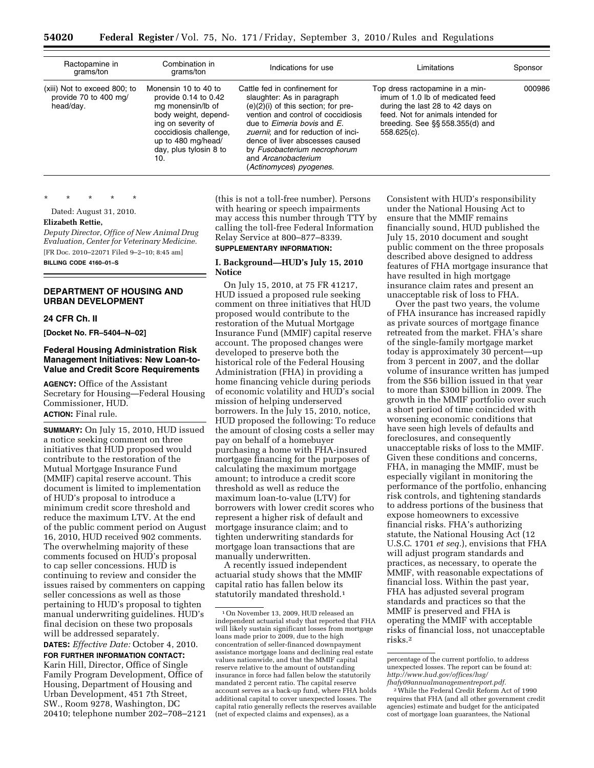| Ractopamine in grams/ton | Combination in grams/ton | Indications for use | Limitations | Sponsor |
|---|---|---|---|---|
| (xiii) Not to exceed 800; to provide 70 to 400 mg/head/day. | Monensin 10 to 40 to provide 0.14 to 0.42 mg monensin/lb of body weight, depending on severity of coccidiosis challenge, up to 480 mg/head/day, plus tylosin 8 to 10. | Cattle fed in confinement for slaughter: As in paragraph (e)(2)(i) of this section; for prevention and control of coccidiosis due to *Eimeria bovis* and *E. zuernii*; and for reduction of incidence of liver abscesses caused by *Fusobacterium necrophorum* and *Arcanobacterium* (*Actinomyces*) *pyogenes*. | Top dress ractopamine in a minimum of 1.0 lb of medicated feed during the last 28 to 42 days on feed. Not for animals intended for breeding. See §§ 558.355(d) and 558.625(c). | 000986 |

\* \* \* \* \*

Dated: August 31, 2010.

**Elizabeth Rettie,**

*Deputy Director, Office of New Animal Drug Evaluation, Center for Veterinary Medicine.*

[FR Doc. 2010–22071 Filed 9–2–10; 8:45 am]

**BILLING CODE 4160–01–S**

## DEPARTMENT OF HOUSING AND URBAN DEVELOPMENT

### 24 CFR Ch. II

**[Docket No. FR–5404–N–02]**

### Federal Housing Administration Risk Management Initiatives: New Loan-to-Value and Credit Score Requirements

**AGENCY:** Office of the Assistant Secretary for Housing—Federal Housing Commissioner, HUD.

**ACTION:** Final rule.

**SUMMARY:** On July 15, 2010, HUD issued a notice seeking comment on three initiatives that HUD proposed would contribute to the restoration of the Mutual Mortgage Insurance Fund (MMIF) capital reserve account. This document is limited to implementation of HUD's proposal to introduce a minimum credit score threshold and reduce the maximum LTV. At the end of the public comment period on August 16, 2010, HUD received 902 comments. The overwhelming majority of these comments focused on HUD's proposal to cap seller concessions. HUD is continuing to review and consider the issues raised by commenters on capping seller concessions as well as those pertaining to HUD's proposal to tighten manual underwriting guidelines. HUD's final decision on these two proposals will be addressed separately.

**DATES:** *Effective Date:* October 4, 2010.

**FOR FURTHER INFORMATION CONTACT:** Karin Hill, Director, Office of Single Family Program Development, Office of Housing, Department of Housing and Urban Development, 451 7th Street, SW., Room 9278, Washington, DC 20410; telephone number 202–708–2121 (this is not a toll-free number). Persons with hearing or speech impairments may access this number through TTY by calling the toll-free Federal Information Relay Service at 800–877–8339.

**SUPPLEMENTARY INFORMATION:**

### I. Background—HUD's July 15, 2010 Notice

On July 15, 2010, at 75 FR 41217, HUD issued a proposed rule seeking comment on three initiatives that HUD proposed would contribute to the restoration of the Mutual Mortgage Insurance Fund (MMIF) capital reserve account. The proposed changes were developed to preserve both the historical role of the Federal Housing Administration (FHA) in providing a home financing vehicle during periods of economic volatility and HUD's social mission of helping underserved borrowers. In the July 15, 2010, notice, HUD proposed the following: To reduce the amount of closing costs a seller may pay on behalf of a homebuyer purchasing a home with FHA-insured mortgage financing for the purposes of calculating the maximum mortgage amount; to introduce a credit score threshold as well as reduce the maximum loan-to-value (LTV) for borrowers with lower credit scores who represent a higher risk of default and mortgage insurance claim; and to tighten underwriting standards for mortgage loan transactions that are manually underwritten.

A recently issued independent actuarial study shows that the MMIF capital ratio has fallen below its statutorily mandated threshold.[1] Consistent with HUD's responsibility under the National Housing Act to ensure that the MMIF remains financially sound, HUD published the July 15, 2010 document and sought public comment on the three proposals described above designed to address features of FHA mortgage insurance that have resulted in high mortgage insurance claim rates and present an unacceptable risk of loss to FHA.

Over the past two years, the volume of FHA insurance has increased rapidly as private sources of mortgage finance retreated from the market. FHA's share of the single-family mortgage market today is approximately 30 percent—up from 3 percent in 2007, and the dollar volume of insurance written has jumped from the $56 billion issued in that year to more than $300 billion in 2009. The growth in the MMIF portfolio over such a short period of time coincided with worsening economic conditions that have seen high levels of defaults and foreclosures, and consequently unacceptable risks of loss to the MMIF. Given these conditions and concerns, FHA, in managing the MMIF, must be especially vigilant in monitoring the performance of the portfolio, enhancing risk controls, and tightening standards to address portions of the business that expose homeowners to excessive financial risks. FHA's authorizing statute, the National Housing Act (12 U.S.C. 1701 *et seq.*), envisions that FHA will adjust program standards and practices, as necessary, to operate the MMIF, with reasonable expectations of financial loss. Within the past year, FHA has adjusted several program standards and practices so that the MMIF is preserved and FHA is operating the MMIF with acceptable risks of financial loss, not unacceptable risks.[2]

[1] On November 13, 2009, HUD released an independent actuarial study that reported that FHA will likely sustain significant losses from mortgage loans made prior to 2009, due to the high concentration of seller-financed downpayment assistance mortgage loans and declining real estate values nationwide, and that the MMIF capital reserve relative to the amount of outstanding insurance in force had fallen below the statutorily mandated 2 percent ratio. The capital reserve account serves as a back-up fund, where FHA holds additional capital to cover unexpected losses. The capital ratio generally reflects the reserves available (net of expected claims and expenses), as a percentage of the current portfolio, to address unexpected losses. The report can be found at: *http://www.hud.gov/offices/hsg/fhafy09annualmanagementreport.pdf.*

[2] While the Federal Credit Reform Act of 1990 requires that FHA (and all other government credit agencies) estimate and budget for the anticipated cost of mortgage loan guarantees, the National